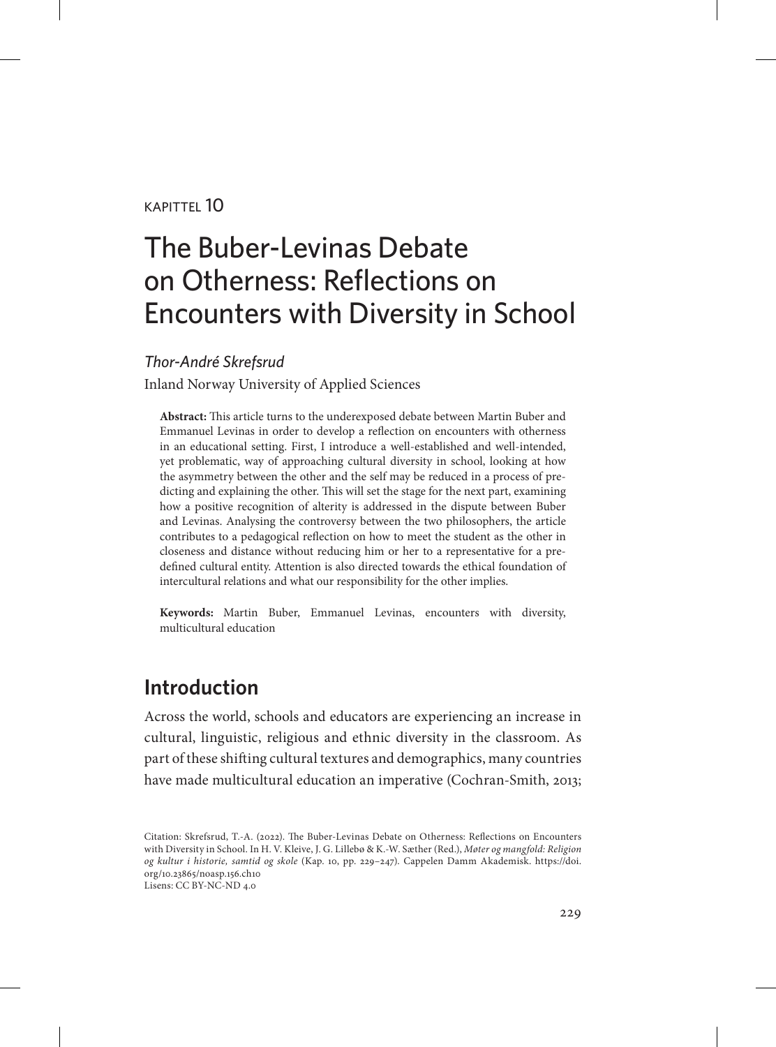KAPITTEL 10

# The Buber-Levinas Debate on Otherness: Reflections on Encounters with Diversity in School

*Thor-André Skrefsrud*

Inland Norway University of Applied Sciences

**Abstract:** This article turns to the underexposed debate between Martin Buber and Emmanuel Levinas in order to develop a reflection on encounters with otherness in an educational setting. First, I introduce a well-established and well-intended, yet problematic, way of approaching cultural diversity in school, looking at how the asymmetry between the other and the self may be reduced in a process of predicting and explaining the other. This will set the stage for the next part, examining how a positive recognition of alterity is addressed in the dispute between Buber and Levinas. Analysing the controversy between the two philosophers, the article contributes to a pedagogical reflection on how to meet the student as the other in closeness and distance without reducing him or her to a representative for a predefined cultural entity. Attention is also directed towards the ethical foundation of intercultural relations and what our responsibility for the other implies.

**Keywords:** Martin Buber, Emmanuel Levinas, encounters with diversity, multicultural education

## Introduction

Across the world, schools and educators are experiencing an increase in cultural, linguistic, religious and ethnic diversity in the classroom. As part of these shifting cultural textures and demographics, many countries have made multicultural education an imperative (Cochran-Smith, 2013;

Citation: Skrefsrud, T.-A. (2022). The Buber-Levinas Debate on Otherness: Reflections on Encounters with Diversity in School. In H. V. Kleive, J. G. Lillebø & K.-W. Sæther (Red.), *Møter og mangfold: Religion og kultur i historie, samtid og skole* (Kap. 10, pp. 229–247). Cappelen Damm Akademisk. https://doi.org/10.23865/noasp.156.ch10
Lisens: CC BY-NC-ND 4.0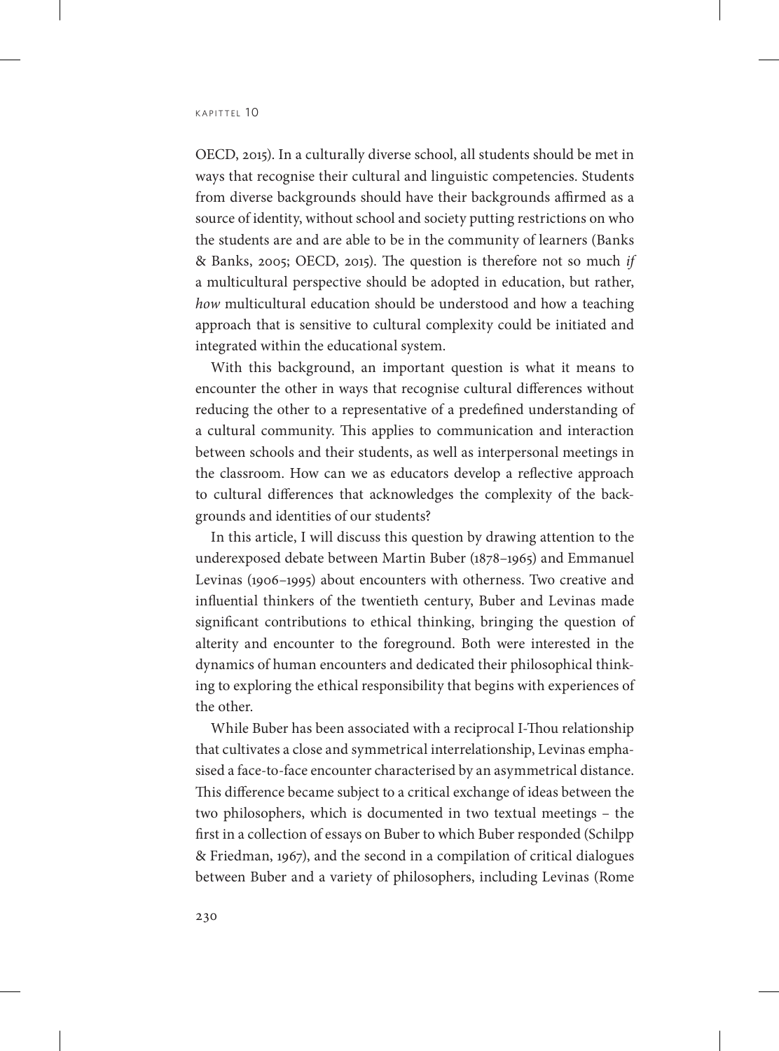OECD, 2015). In a culturally diverse school, all students should be met in ways that recognise their cultural and linguistic competencies. Students from diverse backgrounds should have their backgrounds affirmed as a source of identity, without school and society putting restrictions on who the students are and are able to be in the community of learners (Banks & Banks, 2005; OECD, 2015). The question is therefore not so much *if* a multicultural perspective should be adopted in education, but rather, *how* multicultural education should be understood and how a teaching approach that is sensitive to cultural complexity could be initiated and integrated within the educational system.

With this background, an important question is what it means to encounter the other in ways that recognise cultural differences without reducing the other to a representative of a predefined understanding of a cultural community. This applies to communication and interaction between schools and their students, as well as interpersonal meetings in the classroom. How can we as educators develop a reflective approach to cultural differences that acknowledges the complexity of the backgrounds and identities of our students?

In this article, I will discuss this question by drawing attention to the underexposed debate between Martin Buber (1878–1965) and Emmanuel Levinas (1906–1995) about encounters with otherness. Two creative and influential thinkers of the twentieth century, Buber and Levinas made significant contributions to ethical thinking, bringing the question of alterity and encounter to the foreground. Both were interested in the dynamics of human encounters and dedicated their philosophical thinking to exploring the ethical responsibility that begins with experiences of the other.

While Buber has been associated with a reciprocal I-Thou relationship that cultivates a close and symmetrical interrelationship, Levinas emphasised a face-to-face encounter characterised by an asymmetrical distance. This difference became subject to a critical exchange of ideas between the two philosophers, which is documented in two textual meetings – the first in a collection of essays on Buber to which Buber responded (Schilpp & Friedman, 1967), and the second in a compilation of critical dialogues between Buber and a variety of philosophers, including Levinas (Rome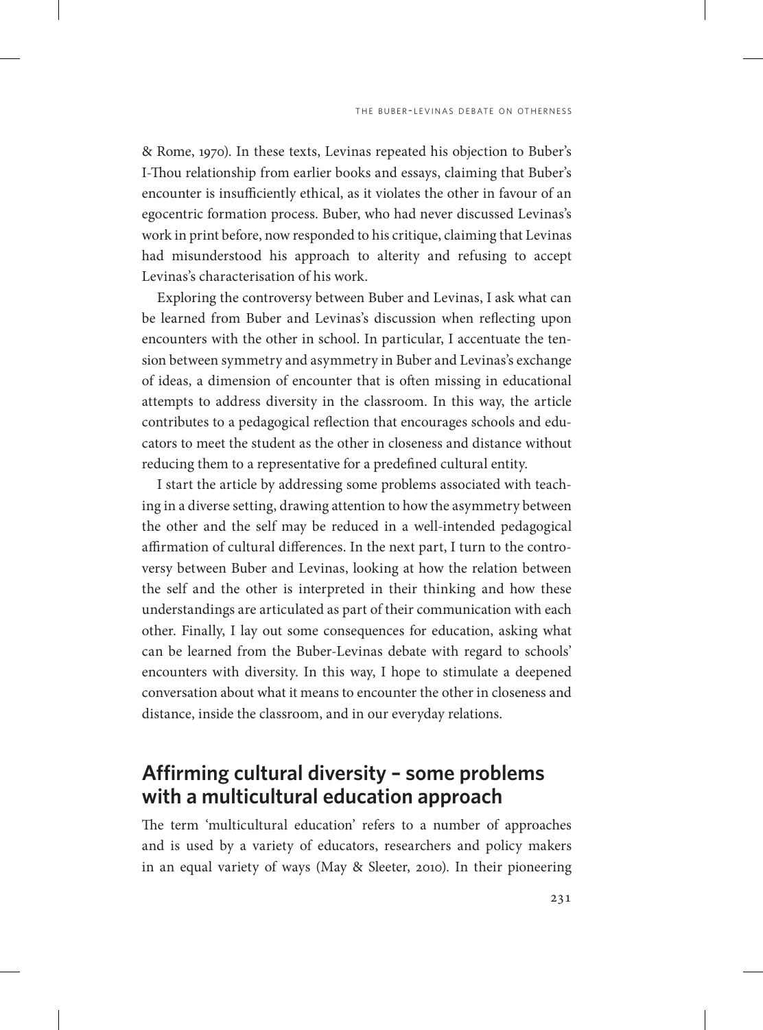& Rome, 1970). In these texts, Levinas repeated his objection to Buber's I-Thou relationship from earlier books and essays, claiming that Buber's encounter is insufficiently ethical, as it violates the other in favour of an egocentric formation process. Buber, who had never discussed Levinas's work in print before, now responded to his critique, claiming that Levinas had misunderstood his approach to alterity and refusing to accept Levinas's characterisation of his work.

Exploring the controversy between Buber and Levinas, I ask what can be learned from Buber and Levinas's discussion when reflecting upon encounters with the other in school. In particular, I accentuate the tension between symmetry and asymmetry in Buber and Levinas's exchange of ideas, a dimension of encounter that is often missing in educational attempts to address diversity in the classroom. In this way, the article contributes to a pedagogical reflection that encourages schools and educators to meet the student as the other in closeness and distance without reducing them to a representative for a predefined cultural entity.

I start the article by addressing some problems associated with teaching in a diverse setting, drawing attention to how the asymmetry between the other and the self may be reduced in a well-intended pedagogical affirmation of cultural differences. In the next part, I turn to the controversy between Buber and Levinas, looking at how the relation between the self and the other is interpreted in their thinking and how these understandings are articulated as part of their communication with each other. Finally, I lay out some consequences for education, asking what can be learned from the Buber-Levinas debate with regard to schools' encounters with diversity. In this way, I hope to stimulate a deepened conversation about what it means to encounter the other in closeness and distance, inside the classroom, and in our everyday relations.

## Affirming cultural diversity – some problems with a multicultural education approach

The term 'multicultural education' refers to a number of approaches and is used by a variety of educators, researchers and policy makers in an equal variety of ways (May & Sleeter, 2010). In their pioneering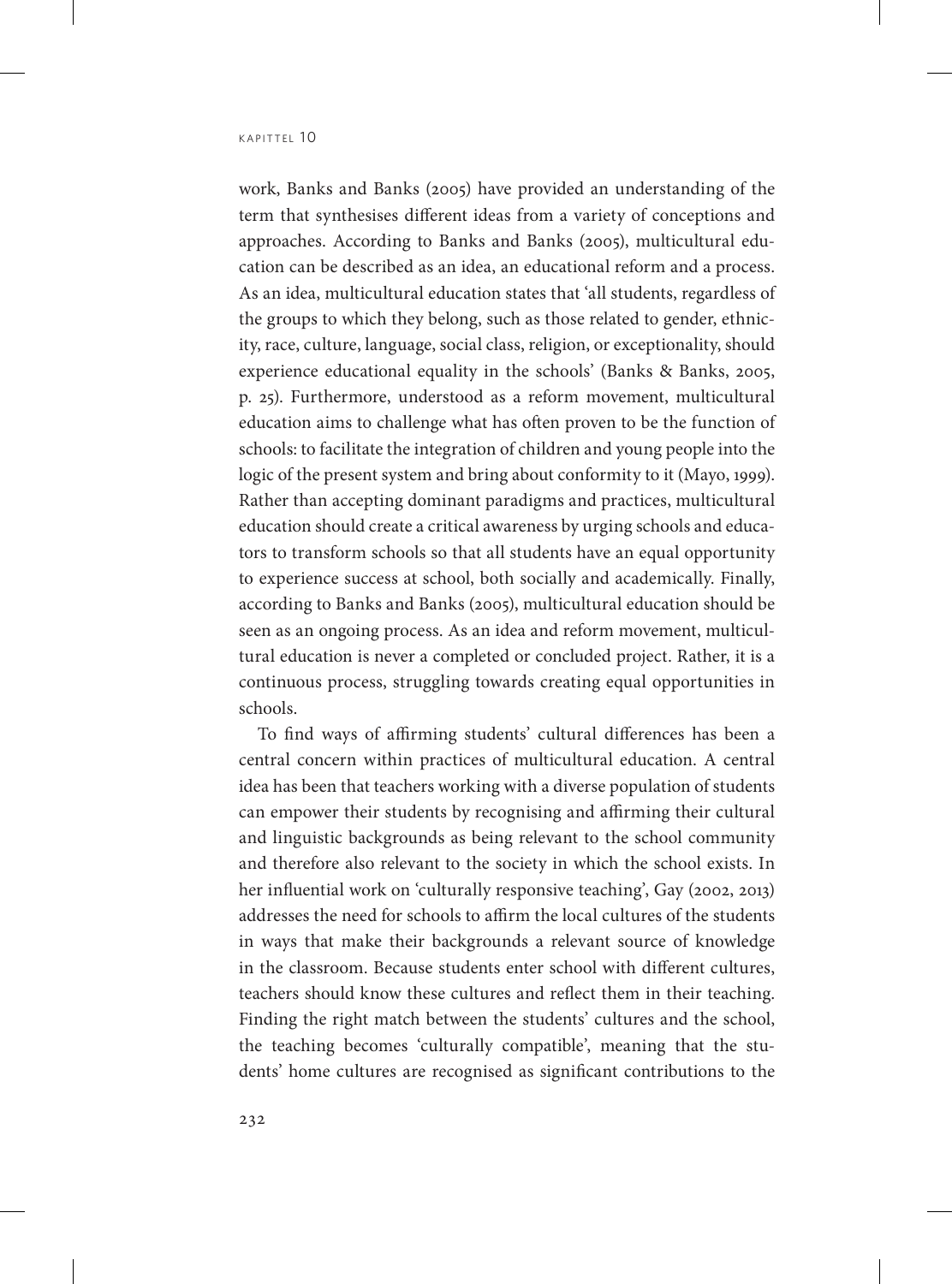work, Banks and Banks (2005) have provided an understanding of the term that synthesises different ideas from a variety of conceptions and approaches. According to Banks and Banks (2005), multicultural education can be described as an idea, an educational reform and a process. As an idea, multicultural education states that 'all students, regardless of the groups to which they belong, such as those related to gender, ethnicity, race, culture, language, social class, religion, or exceptionality, should experience educational equality in the schools' (Banks & Banks, 2005, p. 25). Furthermore, understood as a reform movement, multicultural education aims to challenge what has often proven to be the function of schools: to facilitate the integration of children and young people into the logic of the present system and bring about conformity to it (Mayo, 1999). Rather than accepting dominant paradigms and practices, multicultural education should create a critical awareness by urging schools and educators to transform schools so that all students have an equal opportunity to experience success at school, both socially and academically. Finally, according to Banks and Banks (2005), multicultural education should be seen as an ongoing process. As an idea and reform movement, multicultural education is never a completed or concluded project. Rather, it is a continuous process, struggling towards creating equal opportunities in schools.

To find ways of affirming students' cultural differences has been a central concern within practices of multicultural education. A central idea has been that teachers working with a diverse population of students can empower their students by recognising and affirming their cultural and linguistic backgrounds as being relevant to the school community and therefore also relevant to the society in which the school exists. In her influential work on 'culturally responsive teaching', Gay (2002, 2013) addresses the need for schools to affirm the local cultures of the students in ways that make their backgrounds a relevant source of knowledge in the classroom. Because students enter school with different cultures, teachers should know these cultures and reflect them in their teaching. Finding the right match between the students' cultures and the school, the teaching becomes 'culturally compatible', meaning that the students' home cultures are recognised as significant contributions to the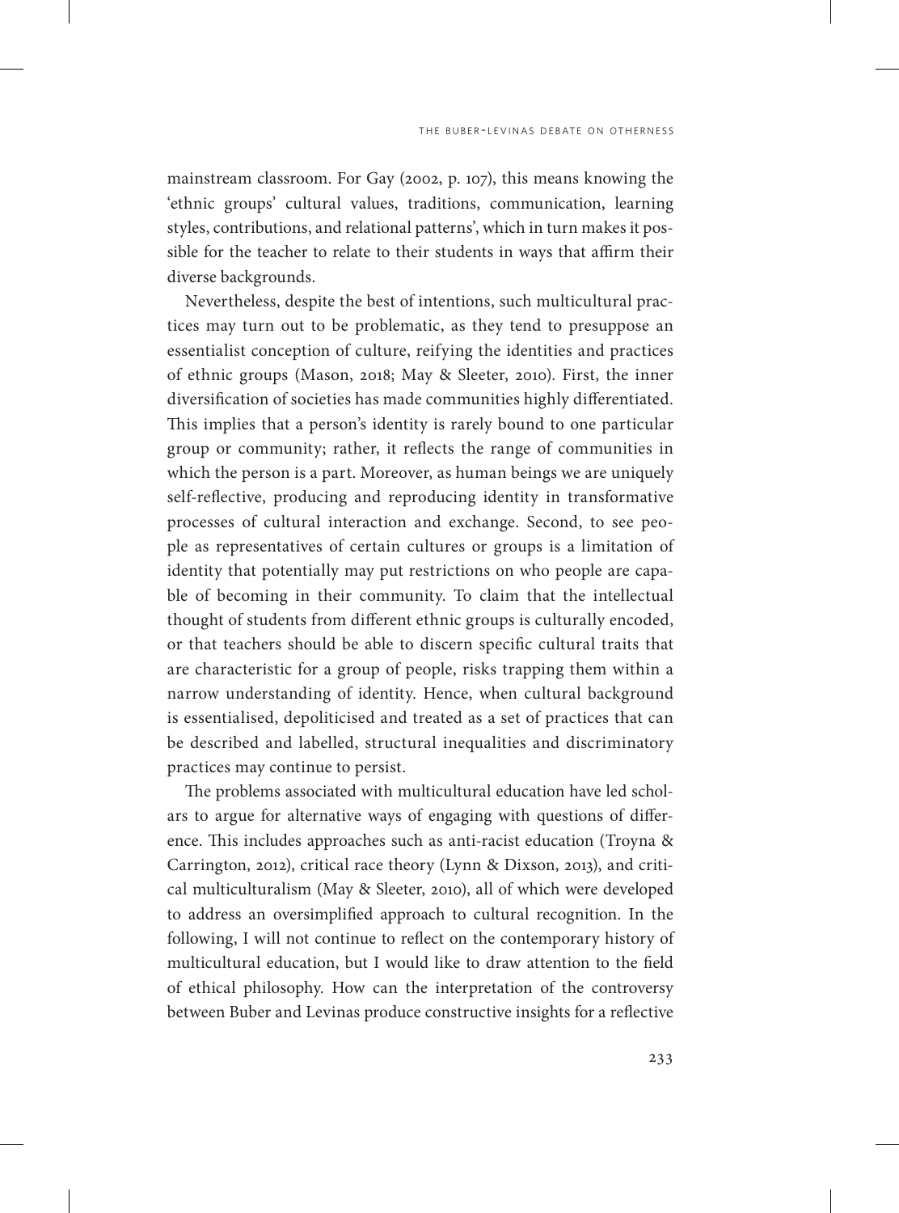mainstream classroom. For Gay (2002, p. 107), this means knowing the 'ethnic groups' cultural values, traditions, communication, learning styles, contributions, and relational patterns', which in turn makes it possible for the teacher to relate to their students in ways that affirm their diverse backgrounds.

Nevertheless, despite the best of intentions, such multicultural practices may turn out to be problematic, as they tend to presuppose an essentialist conception of culture, reifying the identities and practices of ethnic groups (Mason, 2018; May & Sleeter, 2010). First, the inner diversification of societies has made communities highly differentiated. This implies that a person's identity is rarely bound to one particular group or community; rather, it reflects the range of communities in which the person is a part. Moreover, as human beings we are uniquely self-reflective, producing and reproducing identity in transformative processes of cultural interaction and exchange. Second, to see people as representatives of certain cultures or groups is a limitation of identity that potentially may put restrictions on who people are capable of becoming in their community. To claim that the intellectual thought of students from different ethnic groups is culturally encoded, or that teachers should be able to discern specific cultural traits that are characteristic for a group of people, risks trapping them within a narrow understanding of identity. Hence, when cultural background is essentialised, depoliticised and treated as a set of practices that can be described and labelled, structural inequalities and discriminatory practices may continue to persist.

The problems associated with multicultural education have led scholars to argue for alternative ways of engaging with questions of difference. This includes approaches such as anti-racist education (Troyna & Carrington, 2012), critical race theory (Lynn & Dixson, 2013), and critical multiculturalism (May & Sleeter, 2010), all of which were developed to address an oversimplified approach to cultural recognition. In the following, I will not continue to reflect on the contemporary history of multicultural education, but I would like to draw attention to the field of ethical philosophy. How can the interpretation of the controversy between Buber and Levinas produce constructive insights for a reflective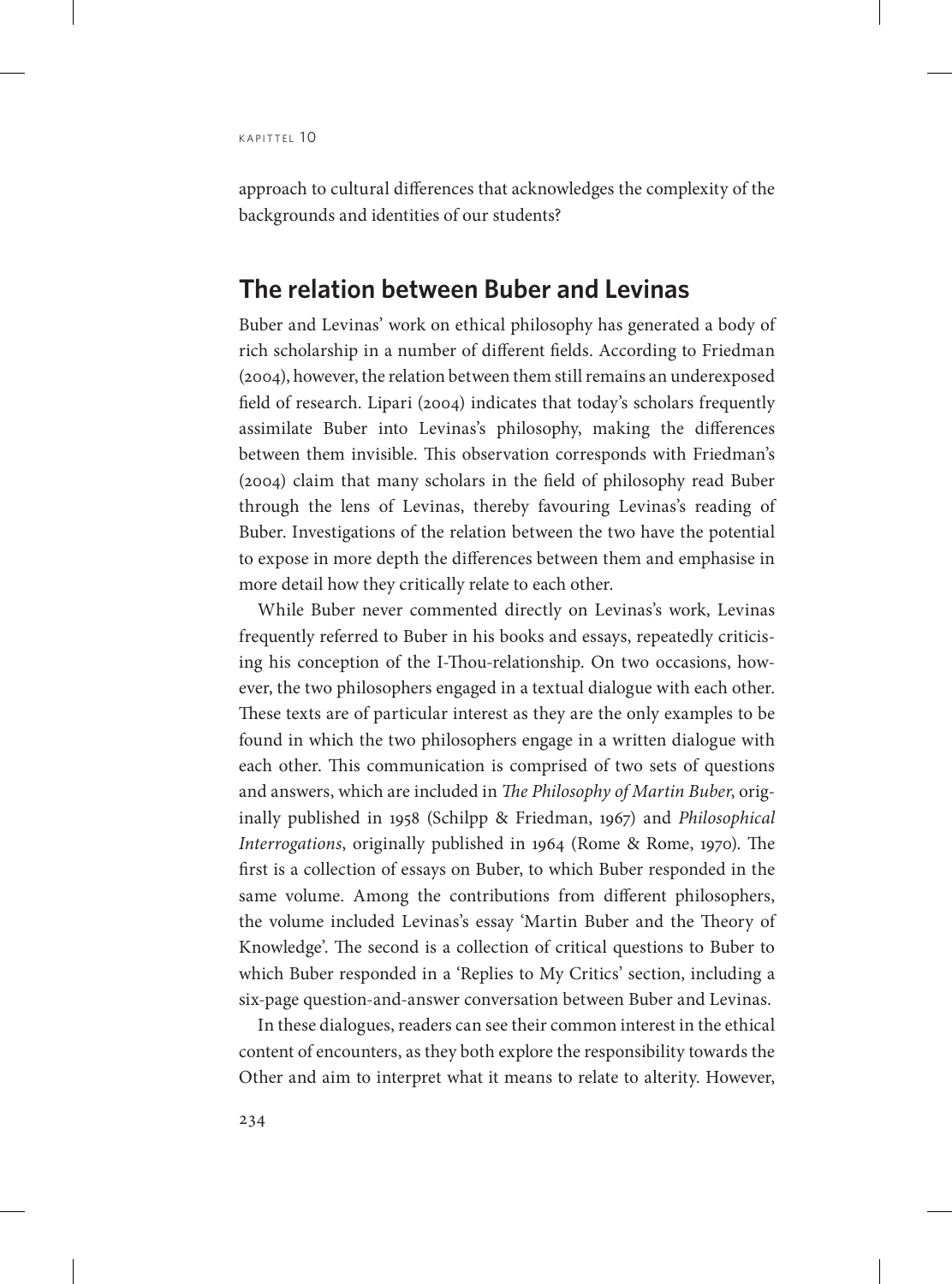approach to cultural differences that acknowledges the complexity of the backgrounds and identities of our students?

## The relation between Buber and Levinas

Buber and Levinas' work on ethical philosophy has generated a body of rich scholarship in a number of different fields. According to Friedman (2004), however, the relation between them still remains an underexposed field of research. Lipari (2004) indicates that today's scholars frequently assimilate Buber into Levinas's philosophy, making the differences between them invisible. This observation corresponds with Friedman's (2004) claim that many scholars in the field of philosophy read Buber through the lens of Levinas, thereby favouring Levinas's reading of Buber. Investigations of the relation between the two have the potential to expose in more depth the differences between them and emphasise in more detail how they critically relate to each other.

While Buber never commented directly on Levinas's work, Levinas frequently referred to Buber in his books and essays, repeatedly criticising his conception of the I-Thou-relationship. On two occasions, however, the two philosophers engaged in a textual dialogue with each other. These texts are of particular interest as they are the only examples to be found in which the two philosophers engage in a written dialogue with each other. This communication is comprised of two sets of questions and answers, which are included in *The Philosophy of Martin Buber*, originally published in 1958 (Schilpp & Friedman, 1967) and *Philosophical Interrogations*, originally published in 1964 (Rome & Rome, 1970). The first is a collection of essays on Buber, to which Buber responded in the same volume. Among the contributions from different philosophers, the volume included Levinas's essay 'Martin Buber and the Theory of Knowledge'. The second is a collection of critical questions to Buber to which Buber responded in a 'Replies to My Critics' section, including a six-page question-and-answer conversation between Buber and Levinas.

In these dialogues, readers can see their common interest in the ethical content of encounters, as they both explore the responsibility towards the Other and aim to interpret what it means to relate to alterity. However,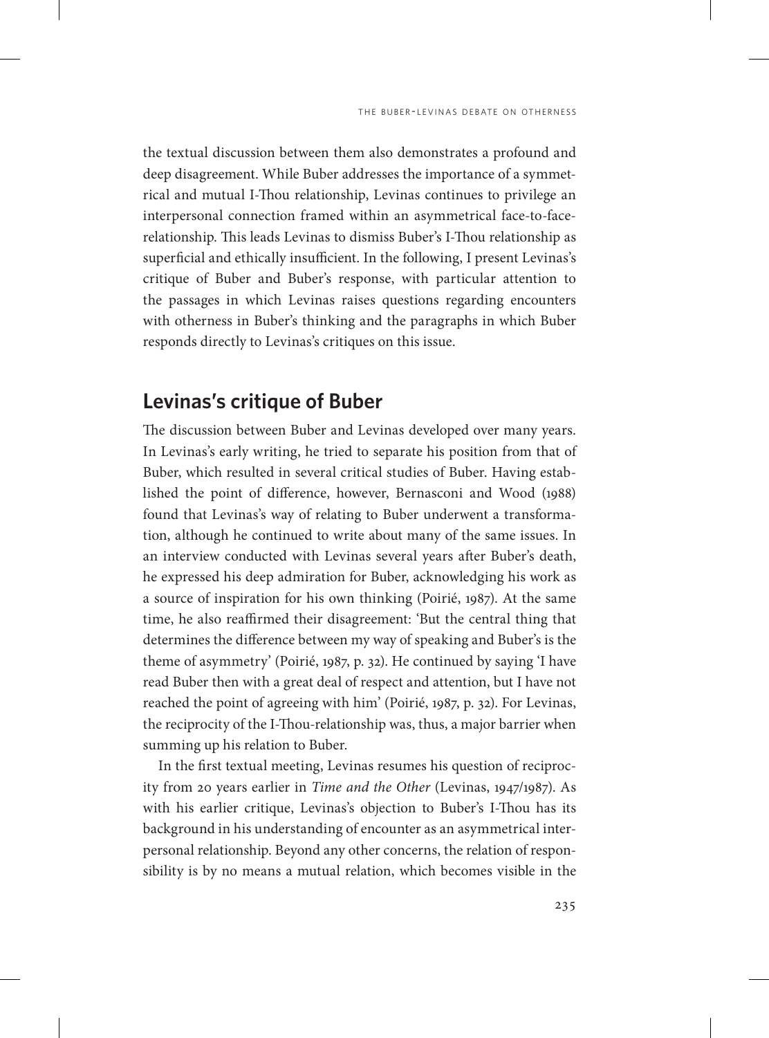the textual discussion between them also demonstrates a profound and deep disagreement. While Buber addresses the importance of a symmetrical and mutual I-Thou relationship, Levinas continues to privilege an interpersonal connection framed within an asymmetrical face-to-face-relationship. This leads Levinas to dismiss Buber's I-Thou relationship as superficial and ethically insufficient. In the following, I present Levinas's critique of Buber and Buber's response, with particular attention to the passages in which Levinas raises questions regarding encounters with otherness in Buber's thinking and the paragraphs in which Buber responds directly to Levinas's critiques on this issue.

## Levinas's critique of Buber

The discussion between Buber and Levinas developed over many years. In Levinas's early writing, he tried to separate his position from that of Buber, which resulted in several critical studies of Buber. Having established the point of difference, however, Bernasconi and Wood (1988) found that Levinas's way of relating to Buber underwent a transformation, although he continued to write about many of the same issues. In an interview conducted with Levinas several years after Buber's death, he expressed his deep admiration for Buber, acknowledging his work as a source of inspiration for his own thinking (Poirié, 1987). At the same time, he also reaffirmed their disagreement: 'But the central thing that determines the difference between my way of speaking and Buber's is the theme of asymmetry' (Poirié, 1987, p. 32). He continued by saying 'I have read Buber then with a great deal of respect and attention, but I have not reached the point of agreeing with him' (Poirié, 1987, p. 32). For Levinas, the reciprocity of the I-Thou-relationship was, thus, a major barrier when summing up his relation to Buber.

In the first textual meeting, Levinas resumes his question of reciprocity from 20 years earlier in *Time and the Other* (Levinas, 1947/1987). As with his earlier critique, Levinas's objection to Buber's I-Thou has its background in his understanding of encounter as an asymmetrical interpersonal relationship. Beyond any other concerns, the relation of responsibility is by no means a mutual relation, which becomes visible in the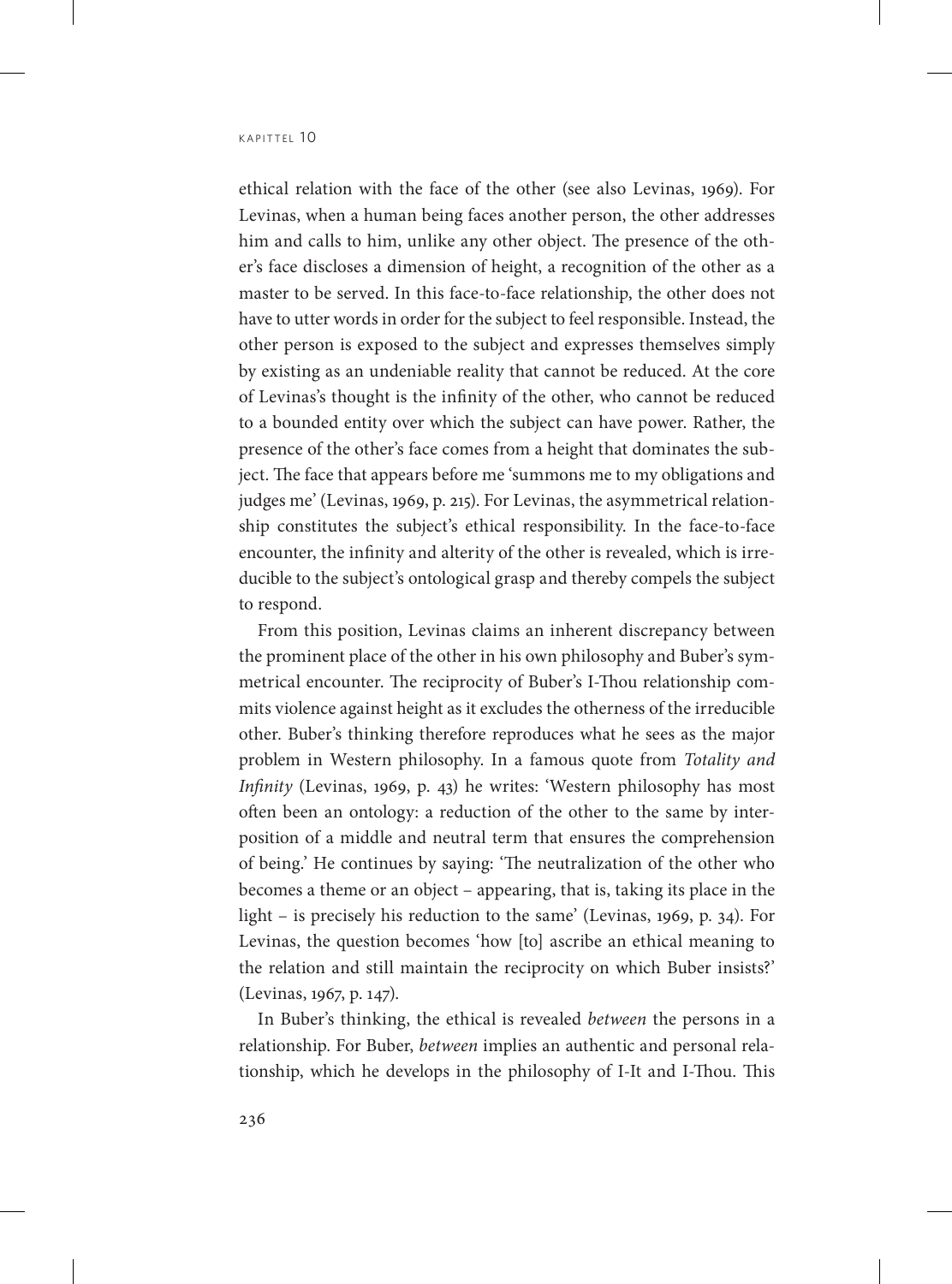ethical relation with the face of the other (see also Levinas, 1969). For Levinas, when a human being faces another person, the other addresses him and calls to him, unlike any other object. The presence of the other's face discloses a dimension of height, a recognition of the other as a master to be served. In this face-to-face relationship, the other does not have to utter words in order for the subject to feel responsible. Instead, the other person is exposed to the subject and expresses themselves simply by existing as an undeniable reality that cannot be reduced. At the core of Levinas's thought is the infinity of the other, who cannot be reduced to a bounded entity over which the subject can have power. Rather, the presence of the other's face comes from a height that dominates the subject. The face that appears before me 'summons me to my obligations and judges me' (Levinas, 1969, p. 215). For Levinas, the asymmetrical relationship constitutes the subject's ethical responsibility. In the face-to-face encounter, the infinity and alterity of the other is revealed, which is irreducible to the subject's ontological grasp and thereby compels the subject to respond.

From this position, Levinas claims an inherent discrepancy between the prominent place of the other in his own philosophy and Buber's symmetrical encounter. The reciprocity of Buber's I-Thou relationship commits violence against height as it excludes the otherness of the irreducible other. Buber's thinking therefore reproduces what he sees as the major problem in Western philosophy. In a famous quote from *Totality and Infinity* (Levinas, 1969, p. 43) he writes: 'Western philosophy has most often been an ontology: a reduction of the other to the same by interposition of a middle and neutral term that ensures the comprehension of being.' He continues by saying: 'The neutralization of the other who becomes a theme or an object – appearing, that is, taking its place in the light – is precisely his reduction to the same' (Levinas, 1969, p. 34). For Levinas, the question becomes 'how [to] ascribe an ethical meaning to the relation and still maintain the reciprocity on which Buber insists?' (Levinas, 1967, p. 147).

In Buber's thinking, the ethical is revealed *between* the persons in a relationship. For Buber, *between* implies an authentic and personal relationship, which he develops in the philosophy of I-It and I-Thou. This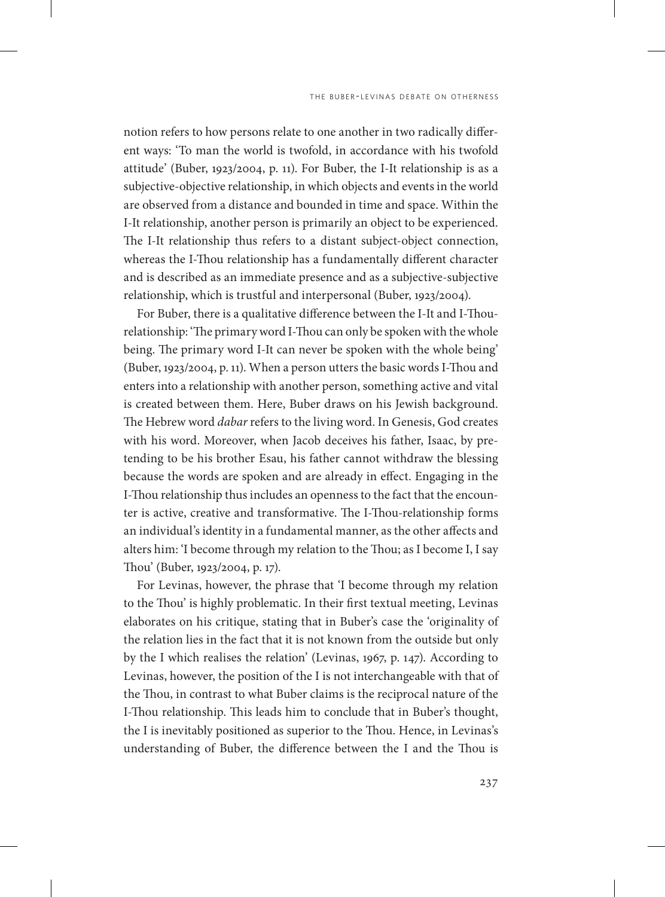notion refers to how persons relate to one another in two radically different ways: 'To man the world is twofold, in accordance with his twofold attitude' (Buber, 1923/2004, p. 11). For Buber, the I-It relationship is as a subjective-objective relationship, in which objects and events in the world are observed from a distance and bounded in time and space. Within the I-It relationship, another person is primarily an object to be experienced. The I-It relationship thus refers to a distant subject-object connection, whereas the I-Thou relationship has a fundamentally different character and is described as an immediate presence and as a subjective-subjective relationship, which is trustful and interpersonal (Buber, 1923/2004).

For Buber, there is a qualitative difference between the I-It and I-Thou-relationship: 'The primary word I-Thou can only be spoken with the whole being. The primary word I-It can never be spoken with the whole being' (Buber, 1923/2004, p. 11). When a person utters the basic words I-Thou and enters into a relationship with another person, something active and vital is created between them. Here, Buber draws on his Jewish background. The Hebrew word *dabar* refers to the living word. In Genesis, God creates with his word. Moreover, when Jacob deceives his father, Isaac, by pretending to be his brother Esau, his father cannot withdraw the blessing because the words are spoken and are already in effect. Engaging in the I-Thou relationship thus includes an openness to the fact that the encounter is active, creative and transformative. The I-Thou-relationship forms an individual's identity in a fundamental manner, as the other affects and alters him: 'I become through my relation to the Thou; as I become I, I say Thou' (Buber, 1923/2004, p. 17).

For Levinas, however, the phrase that 'I become through my relation to the Thou' is highly problematic. In their first textual meeting, Levinas elaborates on his critique, stating that in Buber's case the 'originality of the relation lies in the fact that it is not known from the outside but only by the I which realises the relation' (Levinas, 1967, p. 147). According to Levinas, however, the position of the I is not interchangeable with that of the Thou, in contrast to what Buber claims is the reciprocal nature of the I-Thou relationship. This leads him to conclude that in Buber's thought, the I is inevitably positioned as superior to the Thou. Hence, in Levinas's understanding of Buber, the difference between the I and the Thou is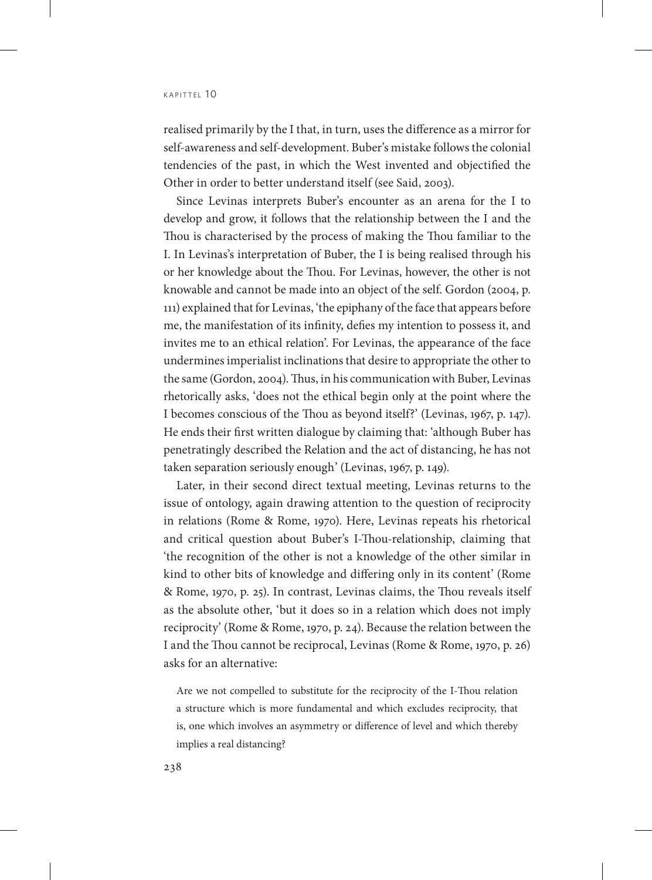realised primarily by the I that, in turn, uses the difference as a mirror for self-awareness and self-development. Buber's mistake follows the colonial tendencies of the past, in which the West invented and objectified the Other in order to better understand itself (see Said, 2003).

Since Levinas interprets Buber's encounter as an arena for the I to develop and grow, it follows that the relationship between the I and the Thou is characterised by the process of making the Thou familiar to the I. In Levinas's interpretation of Buber, the I is being realised through his or her knowledge about the Thou. For Levinas, however, the other is not knowable and cannot be made into an object of the self. Gordon (2004, p. 111) explained that for Levinas, 'the epiphany of the face that appears before me, the manifestation of its infinity, defies my intention to possess it, and invites me to an ethical relation'. For Levinas, the appearance of the face undermines imperialist inclinations that desire to appropriate the other to the same (Gordon, 2004). Thus, in his communication with Buber, Levinas rhetorically asks, 'does not the ethical begin only at the point where the I becomes conscious of the Thou as beyond itself?' (Levinas, 1967, p. 147). He ends their first written dialogue by claiming that: 'although Buber has penetratingly described the Relation and the act of distancing, he has not taken separation seriously enough' (Levinas, 1967, p. 149).

Later, in their second direct textual meeting, Levinas returns to the issue of ontology, again drawing attention to the question of reciprocity in relations (Rome & Rome, 1970). Here, Levinas repeats his rhetorical and critical question about Buber's I-Thou-relationship, claiming that 'the recognition of the other is not a knowledge of the other similar in kind to other bits of knowledge and differing only in its content' (Rome & Rome, 1970, p. 25). In contrast, Levinas claims, the Thou reveals itself as the absolute other, 'but it does so in a relation which does not imply reciprocity' (Rome & Rome, 1970, p. 24). Because the relation between the I and the Thou cannot be reciprocal, Levinas (Rome & Rome, 1970, p. 26) asks for an alternative:

> Are we not compelled to substitute for the reciprocity of the I-Thou relation a structure which is more fundamental and which excludes reciprocity, that is, one which involves an asymmetry or difference of level and which thereby implies a real distancing?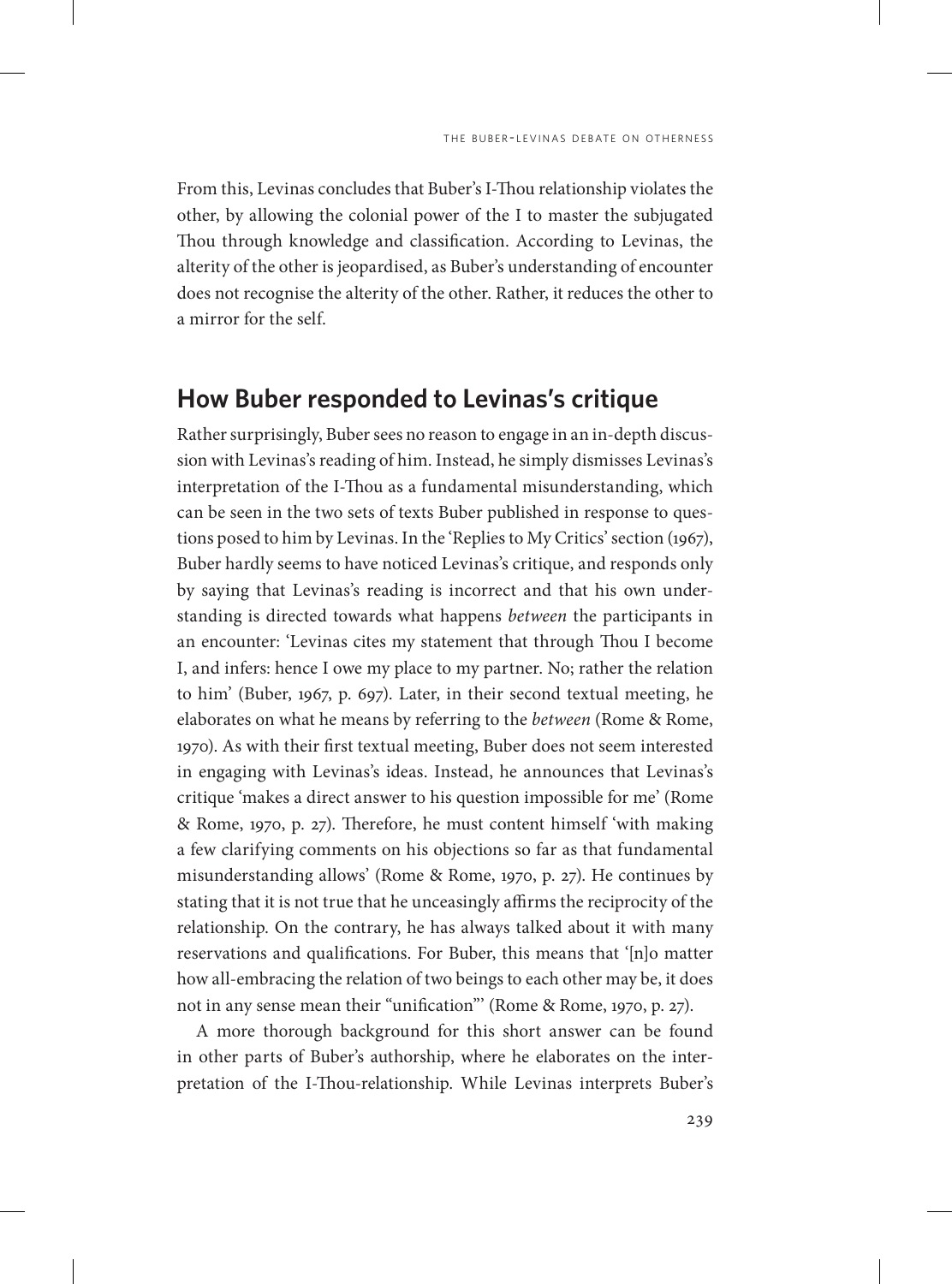From this, Levinas concludes that Buber's I-Thou relationship violates the other, by allowing the colonial power of the I to master the subjugated Thou through knowledge and classification. According to Levinas, the alterity of the other is jeopardised, as Buber's understanding of encounter does not recognise the alterity of the other. Rather, it reduces the other to a mirror for the self.

## How Buber responded to Levinas's critique

Rather surprisingly, Buber sees no reason to engage in an in-depth discussion with Levinas's reading of him. Instead, he simply dismisses Levinas's interpretation of the I-Thou as a fundamental misunderstanding, which can be seen in the two sets of texts Buber published in response to questions posed to him by Levinas. In the 'Replies to My Critics' section (1967), Buber hardly seems to have noticed Levinas's critique, and responds only by saying that Levinas's reading is incorrect and that his own understanding is directed towards what happens *between* the participants in an encounter: 'Levinas cites my statement that through Thou I become I, and infers: hence I owe my place to my partner. No; rather the relation to him' (Buber, 1967, p. 697). Later, in their second textual meeting, he elaborates on what he means by referring to the *between* (Rome & Rome, 1970). As with their first textual meeting, Buber does not seem interested in engaging with Levinas's ideas. Instead, he announces that Levinas's critique 'makes a direct answer to his question impossible for me' (Rome & Rome, 1970, p. 27). Therefore, he must content himself 'with making a few clarifying comments on his objections so far as that fundamental misunderstanding allows' (Rome & Rome, 1970, p. 27). He continues by stating that it is not true that he unceasingly affirms the reciprocity of the relationship. On the contrary, he has always talked about it with many reservations and qualifications. For Buber, this means that '[n]o matter how all-embracing the relation of two beings to each other may be, it does not in any sense mean their "unification"' (Rome & Rome, 1970, p. 27).

A more thorough background for this short answer can be found in other parts of Buber's authorship, where he elaborates on the interpretation of the I-Thou-relationship. While Levinas interprets Buber's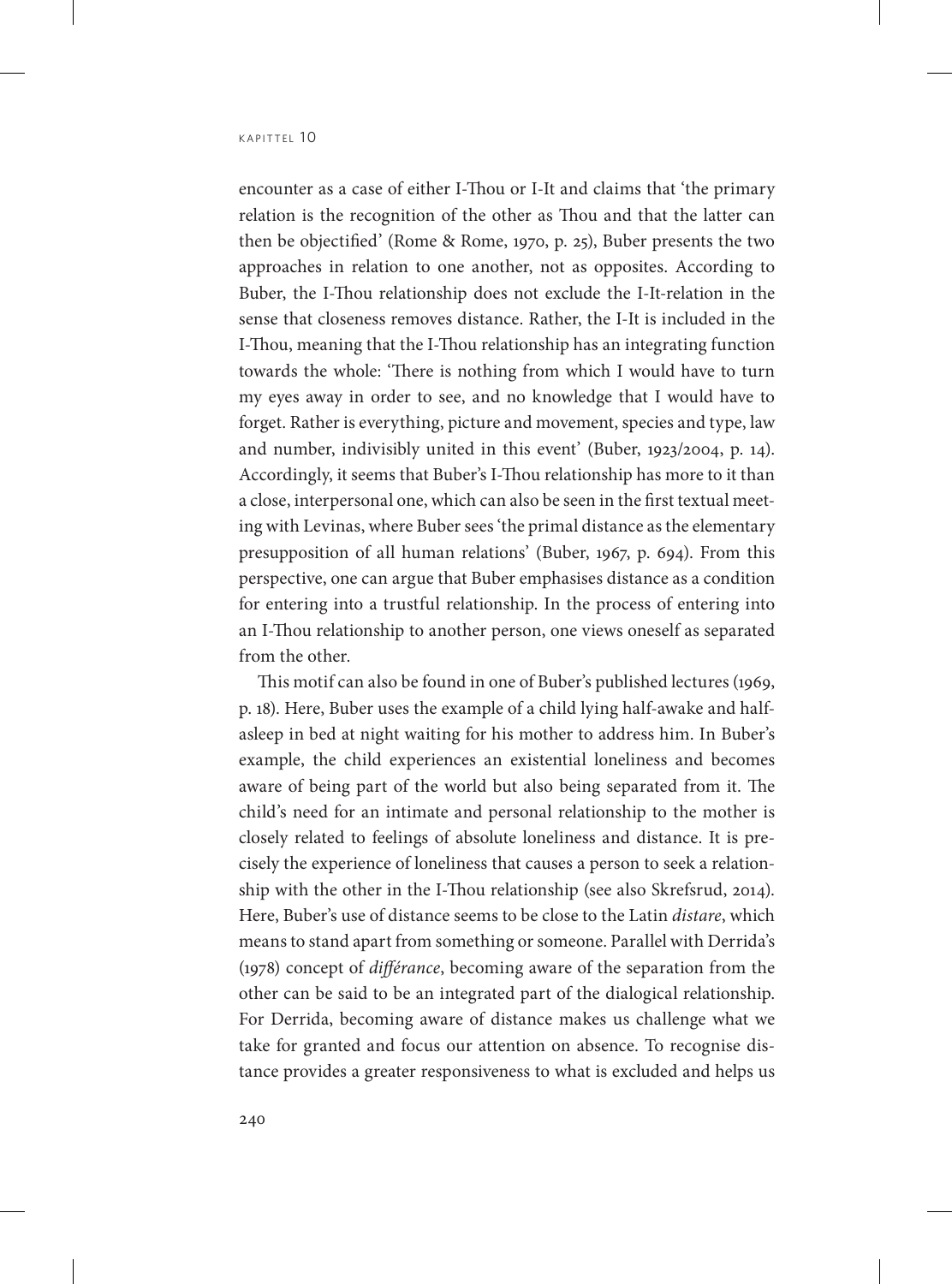encounter as a case of either I-Thou or I-It and claims that 'the primary relation is the recognition of the other as Thou and that the latter can then be objectified' (Rome & Rome, 1970, p. 25), Buber presents the two approaches in relation to one another, not as opposites. According to Buber, the I-Thou relationship does not exclude the I-It-relation in the sense that closeness removes distance. Rather, the I-It is included in the I-Thou, meaning that the I-Thou relationship has an integrating function towards the whole: 'There is nothing from which I would have to turn my eyes away in order to see, and no knowledge that I would have to forget. Rather is everything, picture and movement, species and type, law and number, indivisibly united in this event' (Buber, 1923/2004, p. 14). Accordingly, it seems that Buber's I-Thou relationship has more to it than a close, interpersonal one, which can also be seen in the first textual meeting with Levinas, where Buber sees 'the primal distance as the elementary presupposition of all human relations' (Buber, 1967, p. 694). From this perspective, one can argue that Buber emphasises distance as a condition for entering into a trustful relationship. In the process of entering into an I-Thou relationship to another person, one views oneself as separated from the other.

This motif can also be found in one of Buber's published lectures (1969, p. 18). Here, Buber uses the example of a child lying half-awake and half-asleep in bed at night waiting for his mother to address him. In Buber's example, the child experiences an existential loneliness and becomes aware of being part of the world but also being separated from it. The child's need for an intimate and personal relationship to the mother is closely related to feelings of absolute loneliness and distance. It is precisely the experience of loneliness that causes a person to seek a relationship with the other in the I-Thou relationship (see also Skrefsrud, 2014). Here, Buber's use of distance seems to be close to the Latin *distare*, which means to stand apart from something or someone. Parallel with Derrida's (1978) concept of *différance*, becoming aware of the separation from the other can be said to be an integrated part of the dialogical relationship. For Derrida, becoming aware of distance makes us challenge what we take for granted and focus our attention on absence. To recognise distance provides a greater responsiveness to what is excluded and helps us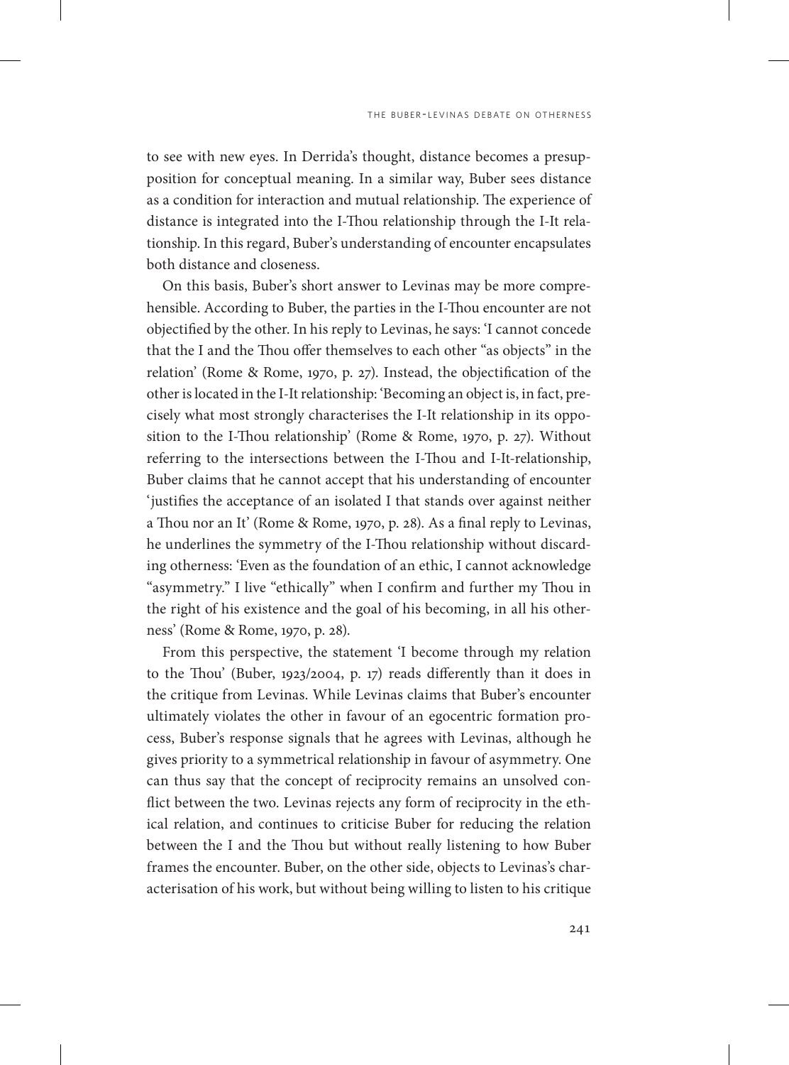to see with new eyes. In Derrida's thought, distance becomes a presupposition for conceptual meaning. In a similar way, Buber sees distance as a condition for interaction and mutual relationship. The experience of distance is integrated into the I-Thou relationship through the I-It relationship. In this regard, Buber's understanding of encounter encapsulates both distance and closeness.

On this basis, Buber's short answer to Levinas may be more comprehensible. According to Buber, the parties in the I-Thou encounter are not objectified by the other. In his reply to Levinas, he says: 'I cannot concede that the I and the Thou offer themselves to each other "as objects" in the relation' (Rome & Rome, 1970, p. 27). Instead, the objectification of the other is located in the I-It relationship: 'Becoming an object is, in fact, precisely what most strongly characterises the I-It relationship in its opposition to the I-Thou relationship' (Rome & Rome, 1970, p. 27). Without referring to the intersections between the I-Thou and I-It-relationship, Buber claims that he cannot accept that his understanding of encounter 'justifies the acceptance of an isolated I that stands over against neither a Thou nor an It' (Rome & Rome, 1970, p. 28). As a final reply to Levinas, he underlines the symmetry of the I-Thou relationship without discarding otherness: 'Even as the foundation of an ethic, I cannot acknowledge "asymmetry." I live "ethically" when I confirm and further my Thou in the right of his existence and the goal of his becoming, in all his otherness' (Rome & Rome, 1970, p. 28).

From this perspective, the statement 'I become through my relation to the Thou' (Buber, 1923/2004, p. 17) reads differently than it does in the critique from Levinas. While Levinas claims that Buber's encounter ultimately violates the other in favour of an egocentric formation process, Buber's response signals that he agrees with Levinas, although he gives priority to a symmetrical relationship in favour of asymmetry. One can thus say that the concept of reciprocity remains an unsolved conflict between the two. Levinas rejects any form of reciprocity in the ethical relation, and continues to criticise Buber for reducing the relation between the I and the Thou but without really listening to how Buber frames the encounter. Buber, on the other side, objects to Levinas's characterisation of his work, but without being willing to listen to his critique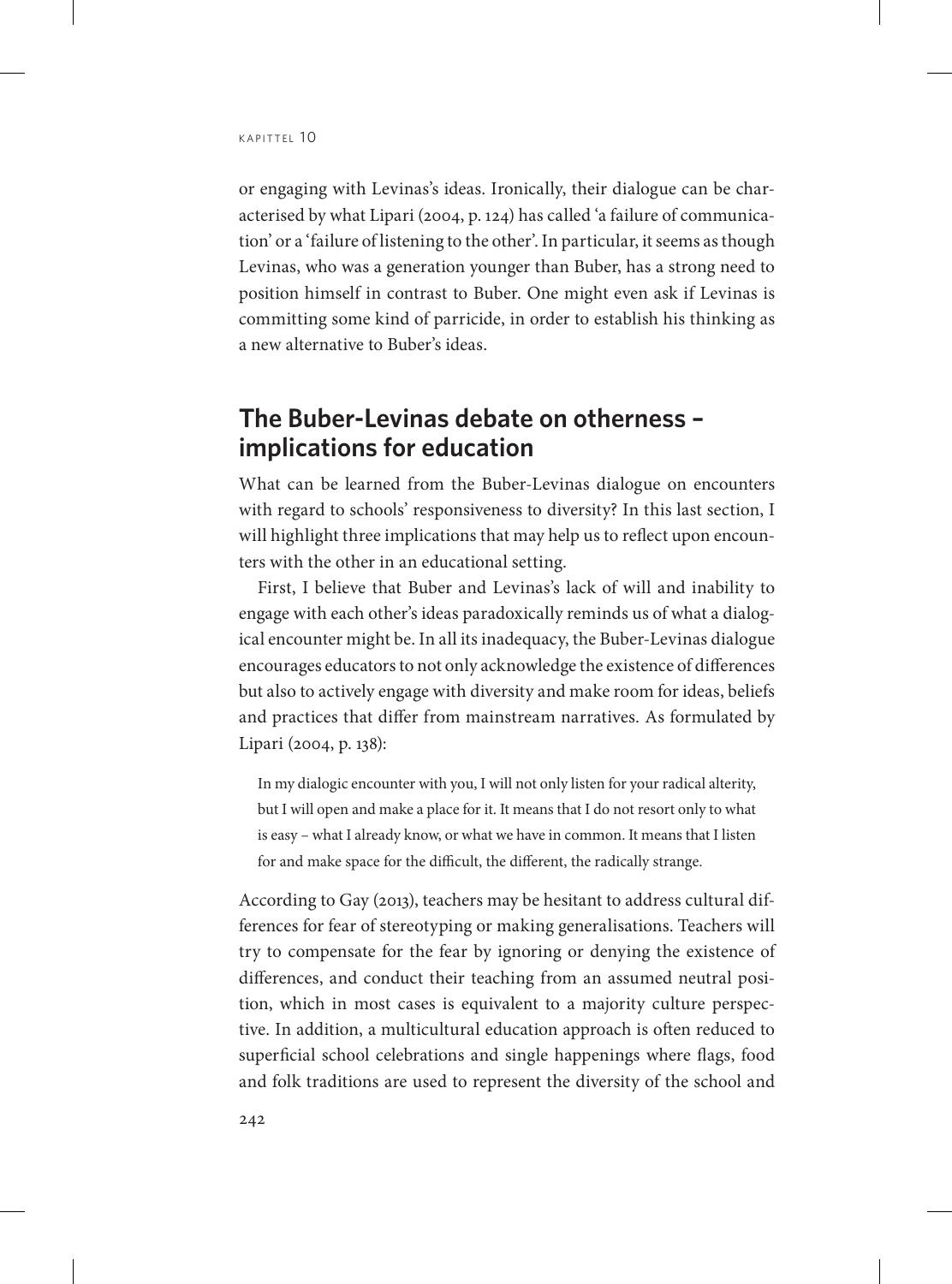or engaging with Levinas's ideas. Ironically, their dialogue can be characterised by what Lipari (2004, p. 124) has called 'a failure of communication' or a 'failure of listening to the other'. In particular, it seems as though Levinas, who was a generation younger than Buber, has a strong need to position himself in contrast to Buber. One might even ask if Levinas is committing some kind of parricide, in order to establish his thinking as a new alternative to Buber's ideas.

## The Buber-Levinas debate on otherness – implications for education

What can be learned from the Buber-Levinas dialogue on encounters with regard to schools' responsiveness to diversity? In this last section, I will highlight three implications that may help us to reflect upon encounters with the other in an educational setting.

First, I believe that Buber and Levinas's lack of will and inability to engage with each other's ideas paradoxically reminds us of what a dialogical encounter might be. In all its inadequacy, the Buber-Levinas dialogue encourages educators to not only acknowledge the existence of differences but also to actively engage with diversity and make room for ideas, beliefs and practices that differ from mainstream narratives. As formulated by Lipari (2004, p. 138):

> In my dialogic encounter with you, I will not only listen for your radical alterity, but I will open and make a place for it. It means that I do not resort only to what is easy – what I already know, or what we have in common. It means that I listen for and make space for the difficult, the different, the radically strange.

According to Gay (2013), teachers may be hesitant to address cultural differences for fear of stereotyping or making generalisations. Teachers will try to compensate for the fear by ignoring or denying the existence of differences, and conduct their teaching from an assumed neutral position, which in most cases is equivalent to a majority culture perspective. In addition, a multicultural education approach is often reduced to superficial school celebrations and single happenings where flags, food and folk traditions are used to represent the diversity of the school and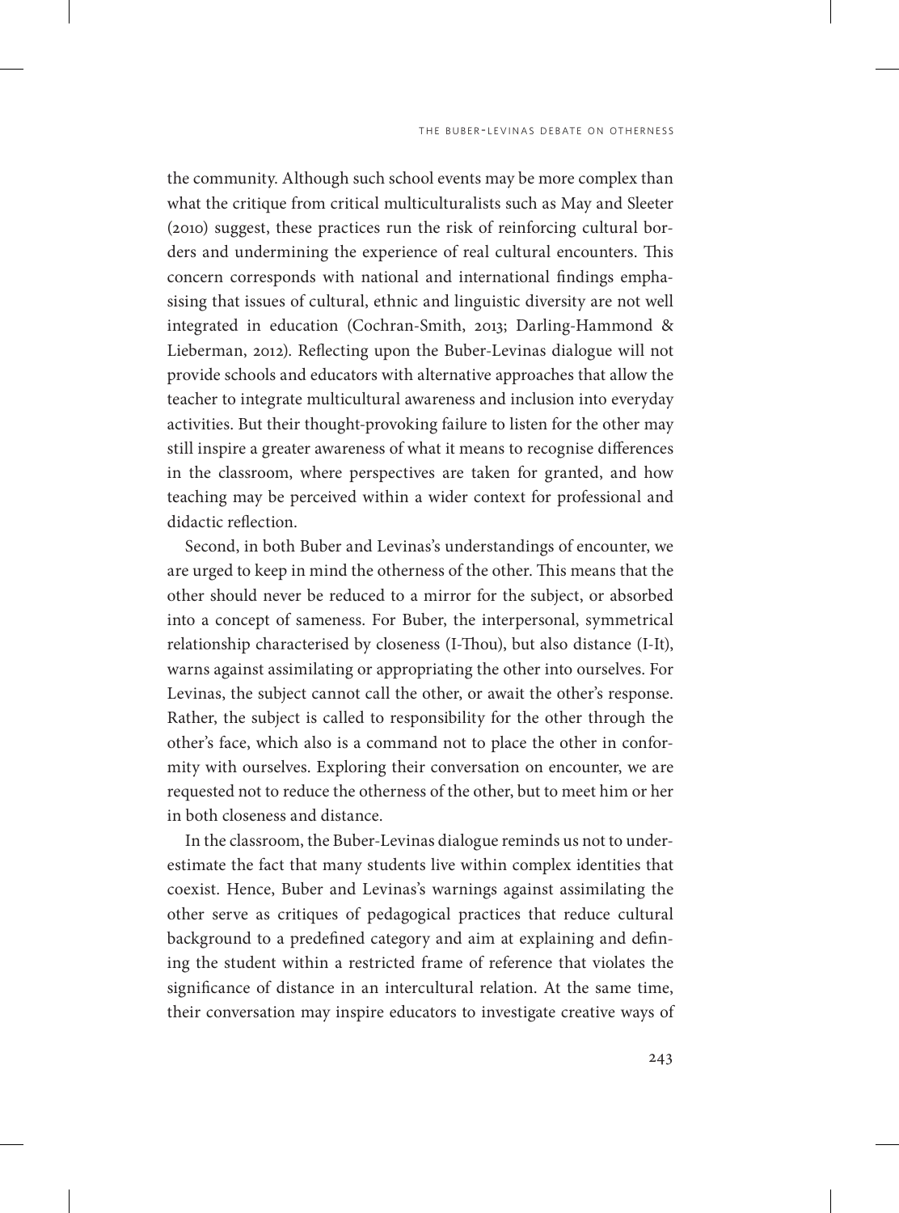the community. Although such school events may be more complex than what the critique from critical multiculturalists such as May and Sleeter (2010) suggest, these practices run the risk of reinforcing cultural borders and undermining the experience of real cultural encounters. This concern corresponds with national and international findings emphasising that issues of cultural, ethnic and linguistic diversity are not well integrated in education (Cochran-Smith, 2013; Darling-Hammond & Lieberman, 2012). Reflecting upon the Buber-Levinas dialogue will not provide schools and educators with alternative approaches that allow the teacher to integrate multicultural awareness and inclusion into everyday activities. But their thought-provoking failure to listen for the other may still inspire a greater awareness of what it means to recognise differences in the classroom, where perspectives are taken for granted, and how teaching may be perceived within a wider context for professional and didactic reflection.

Second, in both Buber and Levinas's understandings of encounter, we are urged to keep in mind the otherness of the other. This means that the other should never be reduced to a mirror for the subject, or absorbed into a concept of sameness. For Buber, the interpersonal, symmetrical relationship characterised by closeness (I-Thou), but also distance (I-It), warns against assimilating or appropriating the other into ourselves. For Levinas, the subject cannot call the other, or await the other's response. Rather, the subject is called to responsibility for the other through the other's face, which also is a command not to place the other in conformity with ourselves. Exploring their conversation on encounter, we are requested not to reduce the otherness of the other, but to meet him or her in both closeness and distance.

In the classroom, the Buber-Levinas dialogue reminds us not to underestimate the fact that many students live within complex identities that coexist. Hence, Buber and Levinas's warnings against assimilating the other serve as critiques of pedagogical practices that reduce cultural background to a predefined category and aim at explaining and defining the student within a restricted frame of reference that violates the significance of distance in an intercultural relation. At the same time, their conversation may inspire educators to investigate creative ways of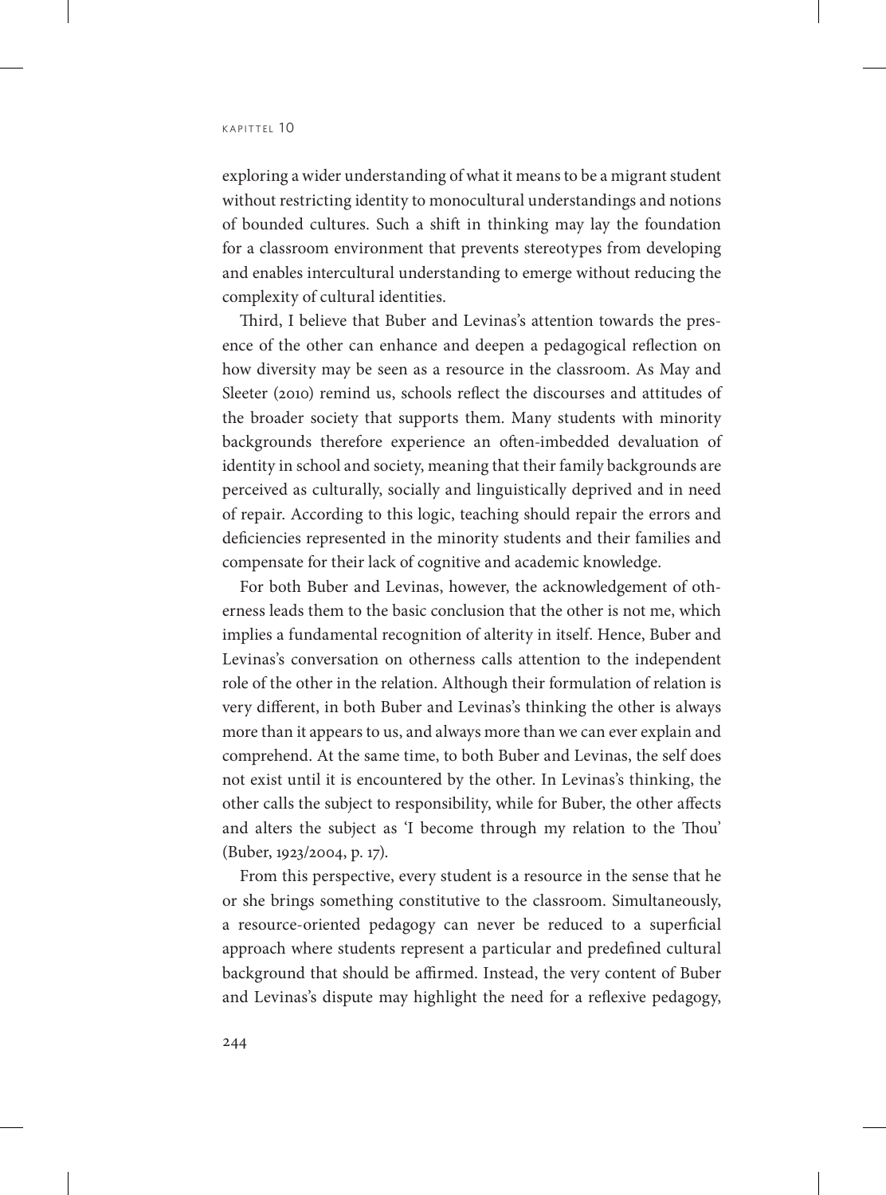exploring a wider understanding of what it means to be a migrant student without restricting identity to monocultural understandings and notions of bounded cultures. Such a shift in thinking may lay the foundation for a classroom environment that prevents stereotypes from developing and enables intercultural understanding to emerge without reducing the complexity of cultural identities.

Third, I believe that Buber and Levinas's attention towards the presence of the other can enhance and deepen a pedagogical reflection on how diversity may be seen as a resource in the classroom. As May and Sleeter (2010) remind us, schools reflect the discourses and attitudes of the broader society that supports them. Many students with minority backgrounds therefore experience an often-imbedded devaluation of identity in school and society, meaning that their family backgrounds are perceived as culturally, socially and linguistically deprived and in need of repair. According to this logic, teaching should repair the errors and deficiencies represented in the minority students and their families and compensate for their lack of cognitive and academic knowledge.

For both Buber and Levinas, however, the acknowledgement of otherness leads them to the basic conclusion that the other is not me, which implies a fundamental recognition of alterity in itself. Hence, Buber and Levinas's conversation on otherness calls attention to the independent role of the other in the relation. Although their formulation of relation is very different, in both Buber and Levinas's thinking the other is always more than it appears to us, and always more than we can ever explain and comprehend. At the same time, to both Buber and Levinas, the self does not exist until it is encountered by the other. In Levinas's thinking, the other calls the subject to responsibility, while for Buber, the other affects and alters the subject as 'I become through my relation to the Thou' (Buber, 1923/2004, p. 17).

From this perspective, every student is a resource in the sense that he or she brings something constitutive to the classroom. Simultaneously, a resource-oriented pedagogy can never be reduced to a superficial approach where students represent a particular and predefined cultural background that should be affirmed. Instead, the very content of Buber and Levinas's dispute may highlight the need for a reflexive pedagogy,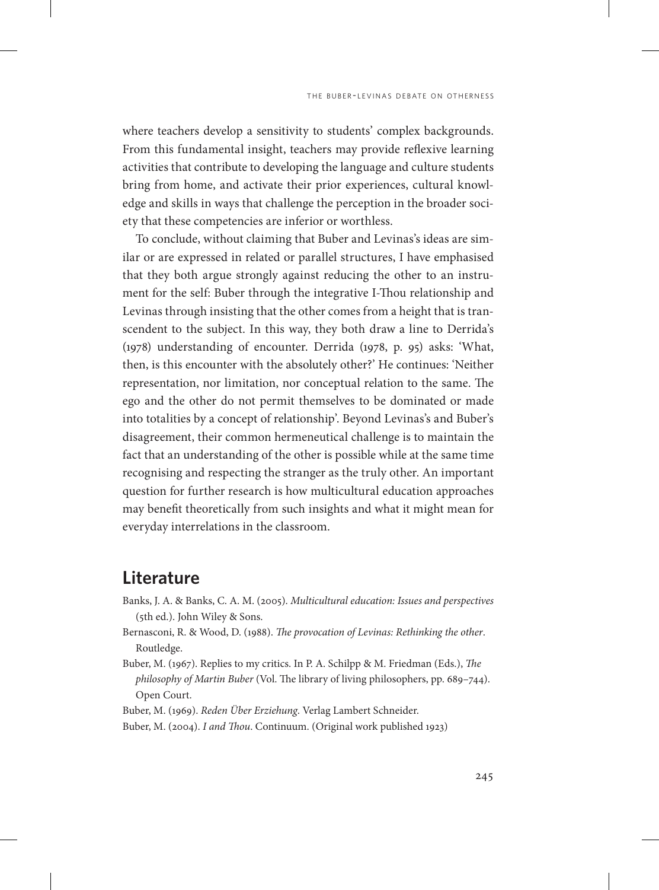where teachers develop a sensitivity to students' complex backgrounds. From this fundamental insight, teachers may provide reflexive learning activities that contribute to developing the language and culture students bring from home, and activate their prior experiences, cultural knowledge and skills in ways that challenge the perception in the broader society that these competencies are inferior or worthless.

To conclude, without claiming that Buber and Levinas's ideas are similar or are expressed in related or parallel structures, I have emphasised that they both argue strongly against reducing the other to an instrument for the self: Buber through the integrative I-Thou relationship and Levinas through insisting that the other comes from a height that is transcendent to the subject. In this way, they both draw a line to Derrida's (1978) understanding of encounter. Derrida (1978, p. 95) asks: 'What, then, is this encounter with the absolutely other?' He continues: 'Neither representation, nor limitation, nor conceptual relation to the same. The ego and the other do not permit themselves to be dominated or made into totalities by a concept of relationship'. Beyond Levinas's and Buber's disagreement, their common hermeneutical challenge is to maintain the fact that an understanding of the other is possible while at the same time recognising and respecting the stranger as the truly other. An important question for further research is how multicultural education approaches may benefit theoretically from such insights and what it might mean for everyday interrelations in the classroom.

## Literature

Banks, J. A. & Banks, C. A. M. (2005). *Multicultural education: Issues and perspectives* (5th ed.). John Wiley & Sons.

Bernasconi, R. & Wood, D. (1988). *The provocation of Levinas: Rethinking the other*. Routledge.

Buber, M. (1967). Replies to my critics. In P. A. Schilpp & M. Friedman (Eds.), *The philosophy of Martin Buber* (Vol. The library of living philosophers, pp. 689–744). Open Court.

Buber, M. (1969). *Reden Über Erziehung*. Verlag Lambert Schneider.

Buber, M. (2004). *I and Thou*. Continuum. (Original work published 1923)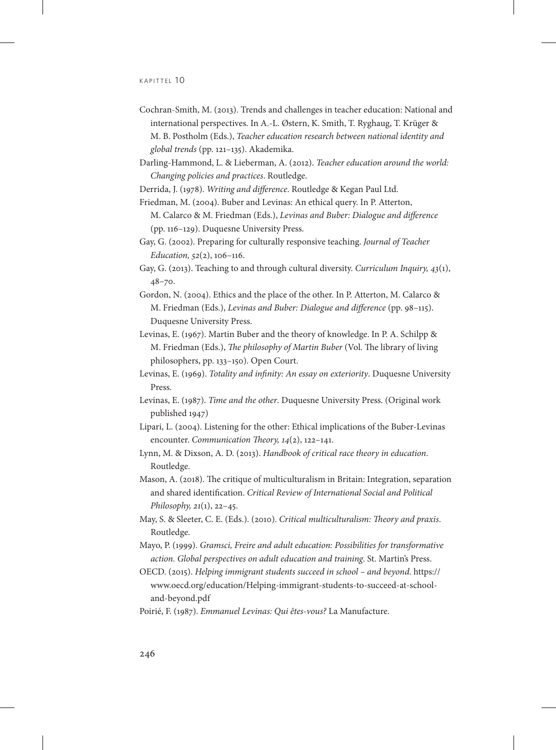Cochran-Smith, M. (2013). Trends and challenges in teacher education: National and international perspectives. In A.-L. Østern, K. Smith, T. Ryghaug, T. Krüger & M. B. Postholm (Eds.), *Teacher education research between national identity and global trends* (pp. 121–135). Akademika.

Darling-Hammond, L. & Lieberman, A. (2012). *Teacher education around the world: Changing policies and practices*. Routledge.

Derrida, J. (1978). *Writing and difference*. Routledge & Kegan Paul Ltd.

Friedman, M. (2004). Buber and Levinas: An ethical query. In P. Atterton, M. Calarco & M. Friedman (Eds.), *Levinas and Buber: Dialogue and difference* (pp. 116–129). Duquesne University Press.

Gay, G. (2002). Preparing for culturally responsive teaching. *Journal of Teacher Education, 52*(2), 106–116.

Gay, G. (2013). Teaching to and through cultural diversity. *Curriculum Inquiry, 43*(1), 48–70.

Gordon, N. (2004). Ethics and the place of the other. In P. Atterton, M. Calarco & M. Friedman (Eds.), *Levinas and Buber: Dialogue and difference* (pp. 98–115). Duquesne University Press.

Levinas, E. (1967). Martin Buber and the theory of knowledge. In P. A. Schilpp & M. Friedman (Eds.), *The philosophy of Martin Buber* (Vol. The library of living philosophers, pp. 133–150). Open Court.

Levinas, E. (1969). *Totality and infinity: An essay on exteriority*. Duquesne University Press.

Levinas, E. (1987). *Time and the other*. Duquesne University Press. (Original work published 1947)

Lipari, L. (2004). Listening for the other: Ethical implications of the Buber-Levinas encounter. *Communication Theory, 14*(2), 122–141.

Lynn, M. & Dixson, A. D. (2013). *Handbook of critical race theory in education*. Routledge.

Mason, A. (2018). The critique of multiculturalism in Britain: Integration, separation and shared identification. *Critical Review of International Social and Political Philosophy, 21*(1), 22–45.

May, S. & Sleeter, C. E. (Eds.). (2010). *Critical multiculturalism: Theory and praxis*. Routledge.

Mayo, P. (1999). *Gramsci, Freire and adult education: Possibilities for transformative action. Global perspectives on adult education and training*. St. Martin's Press.

OECD. (2015). *Helping immigrant students succeed in school – and beyond*. https://www.oecd.org/education/Helping-immigrant-students-to-succeed-at-school-and-beyond.pdf

Poirié, F. (1987). *Emmanuel Levinas: Qui êtes-vous?* La Manufacture.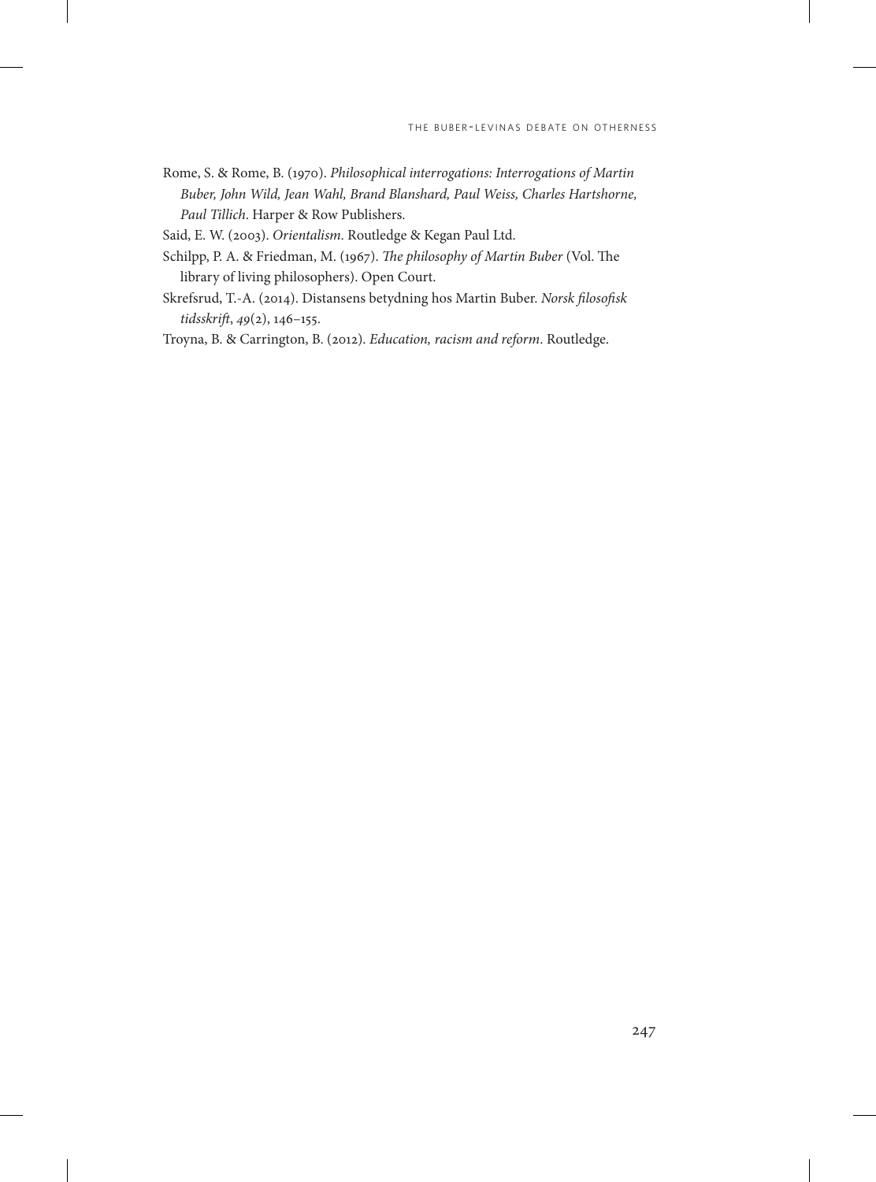Rome, S. & Rome, B. (1970). *Philosophical interrogations: Interrogations of Martin Buber, John Wild, Jean Wahl, Brand Blanshard, Paul Weiss, Charles Hartshorne, Paul Tillich*. Harper & Row Publishers.

Said, E. W. (2003). *Orientalism*. Routledge & Kegan Paul Ltd.

Schilpp, P. A. & Friedman, M. (1967). *The philosophy of Martin Buber* (Vol. The library of living philosophers). Open Court.

Skrefsrud, T.-A. (2014). Distansens betydning hos Martin Buber. *Norsk filosofisk tidsskrift*, *49*(2), 146–155.

Troyna, B. & Carrington, B. (2012). *Education, racism and reform*. Routledge.